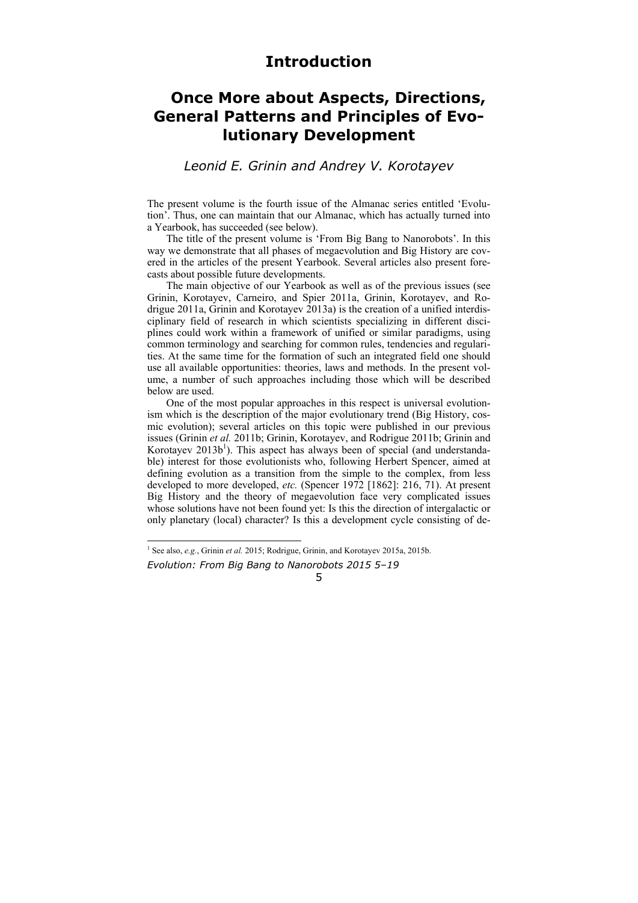# Introduction

## Once More about Aspects, Directions, General Patterns and Principles of Evolutionary Development

*Leonid E. Grinin and Andrey V. Korotayev*

The present volume is the fourth issue of the Almanac series entitled 'Evolution'. Thus, one can maintain that our Almanac, which has actually turned into a Yearbook, has succeeded (see below).

The title of the present volume is 'From Big Bang to Nanorobots'. In this way we demonstrate that all phases of megaevolution and Big History are covered in the articles of the present Yearbook. Several articles also present forecasts about possible future developments.

The main objective of our Yearbook as well as of the previous issues (see Grinin, Korotayev, Carneiro, and Spier 2011a, Grinin, Korotayev, and Rodrigue 2011a, Grinin and Korotayev 2013a) is the creation of a unified interdisciplinary field of research in which scientists specializing in different disciplines could work within a framework of unified or similar paradigms, using common terminology and searching for common rules, tendencies and regularities. At the same time for the formation of such an integrated field one should use all available opportunities: theories, laws and methods. In the present volume, a number of such approaches including those which will be described below are used.

One of the most popular approaches in this respect is universal evolutionism which is the description of the major evolutionary trend (Big History, cosmic evolution); several articles on this topic were published in our previous issues (Grinin *et al.* 2011b; Grinin, Korotayev, and Rodrigue 2011b; Grinin and Korotayev 2013b[1]). This aspect has always been of special (and understandable) interest for those evolutionists who, following Herbert Spencer, aimed at defining evolution as a transition from the simple to the complex, from less developed to more developed, *etc.* (Spencer 1972 [1862]: 216, 71). At present Big History and the theory of megaevolution face very complicated issues whose solutions have not been found yet: Is this the direction of intergalactic or only planetary (local) character? Is this a development cycle consisting of de-

[1] See also, *e.g.*, Grinin *et al.* 2015; Rodrigue, Grinin, and Korotayev 2015a, 2015b.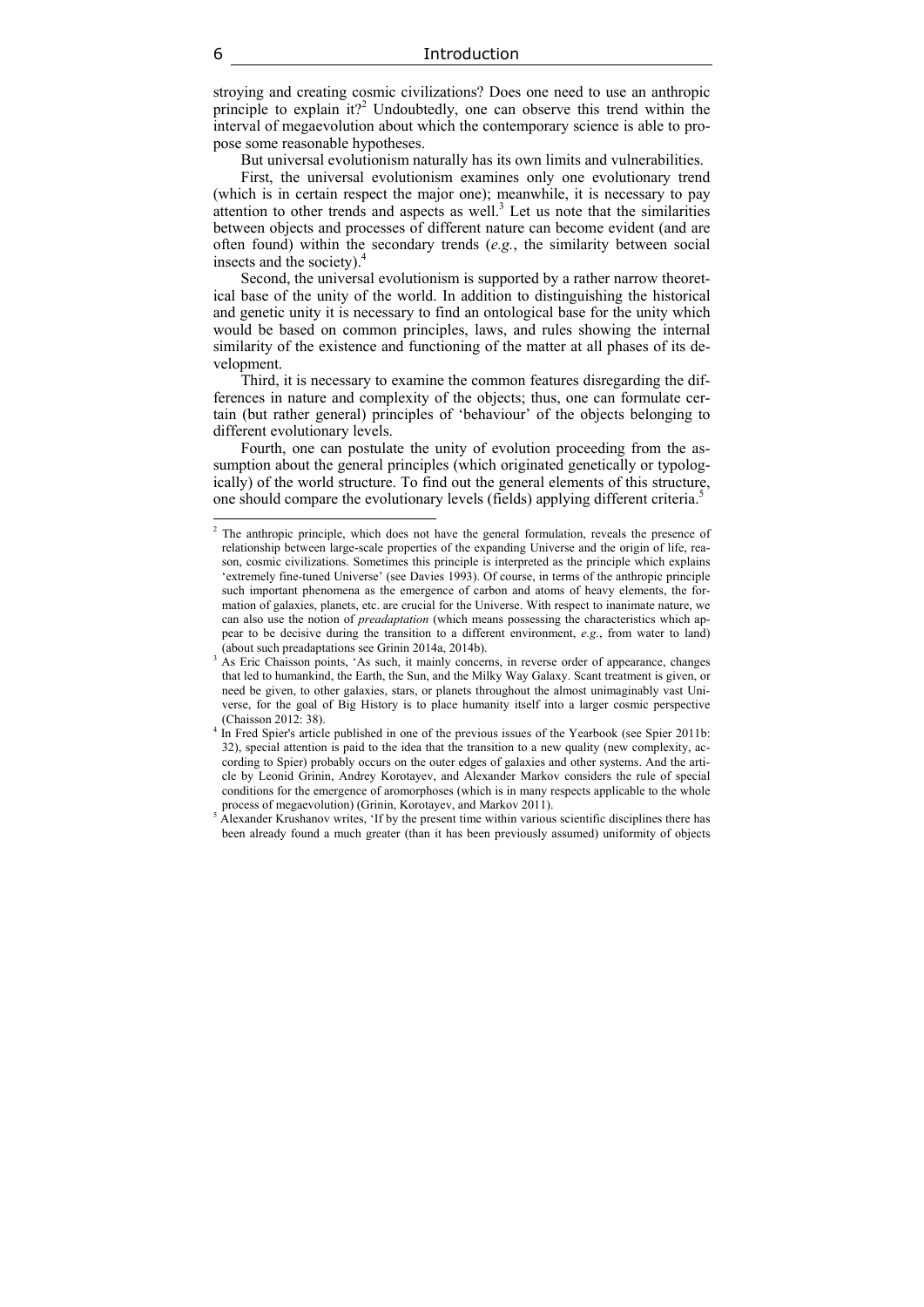stroying and creating cosmic civilizations? Does one need to use an anthropic principle to explain it?[2] Undoubtedly, one can observe this trend within the interval of megaevolution about which the contemporary science is able to propose some reasonable hypotheses.

But universal evolutionism naturally has its own limits and vulnerabilities.

First, the universal evolutionism examines only one evolutionary trend (which is in certain respect the major one); meanwhile, it is necessary to pay attention to other trends and aspects as well.[3] Let us note that the similarities between objects and processes of different nature can become evident (and are often found) within the secondary trends (*e.g.*, the similarity between social insects and the society).[4]

Second, the universal evolutionism is supported by a rather narrow theoretical base of the unity of the world. In addition to distinguishing the historical and genetic unity it is necessary to find an ontological base for the unity which would be based on common principles, laws, and rules showing the internal similarity of the existence and functioning of the matter at all phases of its development.

Third, it is necessary to examine the common features disregarding the differences in nature and complexity of the objects; thus, one can formulate certain (but rather general) principles of 'behaviour' of the objects belonging to different evolutionary levels.

Fourth, one can postulate the unity of evolution proceeding from the assumption about the general principles (which originated genetically or typologically) of the world structure. To find out the general elements of this structure, one should compare the evolutionary levels (fields) applying different criteria.[5]

---

[2] The anthropic principle, which does not have the general formulation, reveals the presence of relationship between large-scale properties of the expanding Universe and the origin of life, reason, cosmic civilizations. Sometimes this principle is interpreted as the principle which explains 'extremely fine-tuned Universe' (see Davies 1993). Of course, in terms of the anthropic principle such important phenomena as the emergence of carbon and atoms of heavy elements, the formation of galaxies, planets, etc. are crucial for the Universe. With respect to inanimate nature, we can also use the notion of *preadaptation* (which means possessing the characteristics which appear to be decisive during the transition to a different environment, *e.g.*, from water to land) (about such preadaptations see Grinin 2014a, 2014b).

[3] As Eric Chaisson points, 'As such, it mainly concerns, in reverse order of appearance, changes that led to humankind, the Earth, the Sun, and the Milky Way Galaxy. Scant treatment is given, or need be given, to other galaxies, stars, or planets throughout the almost unimaginably vast Universe, for the goal of Big History is to place humanity itself into a larger cosmic perspective (Chaisson 2012: 38).

[4] In Fred Spier's article published in one of the previous issues of the Yearbook (see Spier 2011b: 32), special attention is paid to the idea that the transition to a new quality (new complexity, according to Spier) probably occurs on the outer edges of galaxies and other systems. And the article by Leonid Grinin, Andrey Korotayev, and Alexander Markov considers the rule of special conditions for the emergence of aromorphoses (which is in many respects applicable to the whole process of megaevolution) (Grinin, Korotayev, and Markov 2011).

[5] Alexander Krushanov writes, 'If by the present time within various scientific disciplines there has been already found a much greater (than it has been previously assumed) uniformity of objects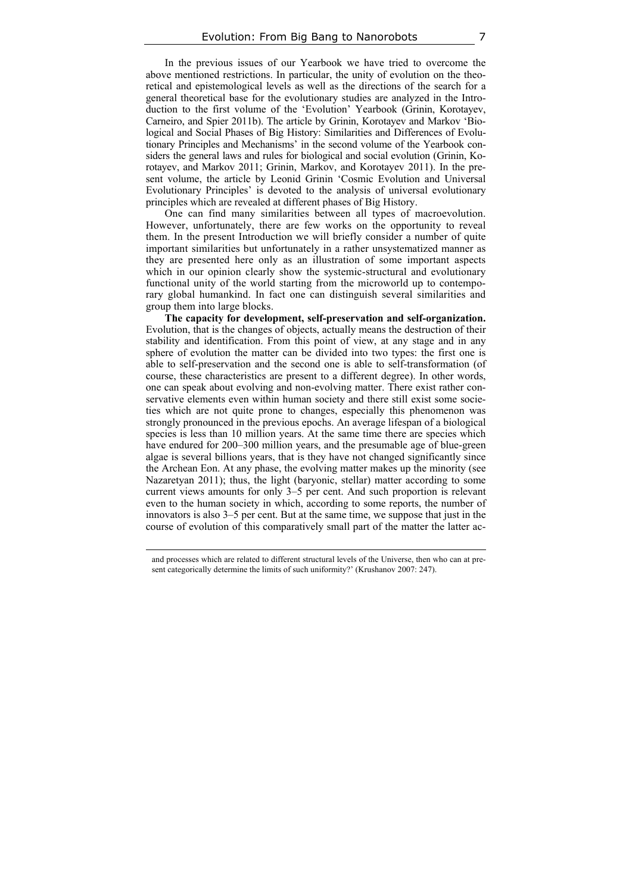In the previous issues of our Yearbook we have tried to overcome the above mentioned restrictions. In particular, the unity of evolution on the theoretical and epistemological levels as well as the directions of the search for a general theoretical base for the evolutionary studies are analyzed in the Introduction to the first volume of the 'Evolution' Yearbook (Grinin, Korotayev, Carneiro, and Spier 2011b). The article by Grinin, Korotayev and Markov 'Biological and Social Phases of Big History: Similarities and Differences of Evolutionary Principles and Mechanisms' in the second volume of the Yearbook considers the general laws and rules for biological and social evolution (Grinin, Korotayev, and Markov 2011; Grinin, Markov, and Korotayev 2011). In the present volume, the article by Leonid Grinin 'Cosmic Evolution and Universal Evolutionary Principles' is devoted to the analysis of universal evolutionary principles which are revealed at different phases of Big History.

One can find many similarities between all types of macroevolution. However, unfortunately, there are few works on the opportunity to reveal them. In the present Introduction we will briefly consider a number of quite important similarities but unfortunately in a rather unsystematized manner as they are presented here only as an illustration of some important aspects which in our opinion clearly show the systemic-structural and evolutionary functional unity of the world starting from the microworld up to contemporary global humankind. In fact one can distinguish several similarities and group them into large blocks.

**The capacity for development, self-preservation and self-organization.** Evolution, that is the changes of objects, actually means the destruction of their stability and identification. From this point of view, at any stage and in any sphere of evolution the matter can be divided into two types: the first one is able to self-preservation and the second one is able to self-transformation (of course, these characteristics are present to a different degree). In other words, one can speak about evolving and non-evolving matter. There exist rather conservative elements even within human society and there still exist some societies which are not quite prone to changes, especially this phenomenon was strongly pronounced in the previous epochs. An average lifespan of a biological species is less than 10 million years. At the same time there are species which have endured for 200–300 million years, and the presumable age of blue-green algae is several billions years, that is they have not changed significantly since the Archean Eon. At any phase, the evolving matter makes up the minority (see Nazaretyan 2011); thus, the light (baryonic, stellar) matter according to some current views amounts for only 3–5 per cent. And such proportion is relevant even to the human society in which, according to some reports, the number of innovators is also 3–5 per cent. But at the same time, we suppose that just in the course of evolution of this comparatively small part of the matter the latter ac-

---

and processes which are related to different structural levels of the Universe, then who can at present categorically determine the limits of such uniformity?' (Krushanov 2007: 247).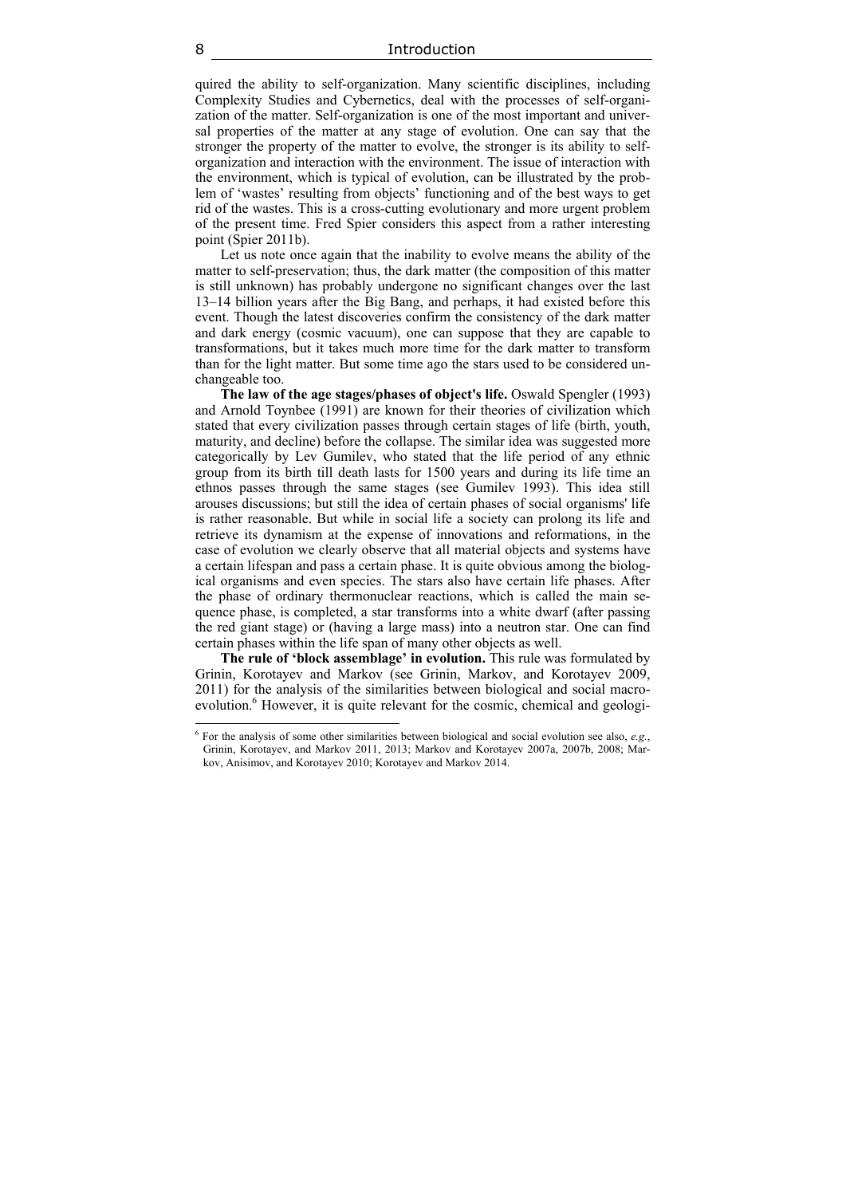quired the ability to self-organization. Many scientific disciplines, including Complexity Studies and Cybernetics, deal with the processes of self-organization of the matter. Self-organization is one of the most important and universal properties of the matter at any stage of evolution. One can say that the stronger the property of the matter to evolve, the stronger is its ability to self-organization and interaction with the environment. The issue of interaction with the environment, which is typical of evolution, can be illustrated by the problem of 'wastes' resulting from objects' functioning and of the best ways to get rid of the wastes. This is a cross-cutting evolutionary and more urgent problem of the present time. Fred Spier considers this aspect from a rather interesting point (Spier 2011b).

Let us note once again that the inability to evolve means the ability of the matter to self-preservation; thus, the dark matter (the composition of this matter is still unknown) has probably undergone no significant changes over the last 13–14 billion years after the Big Bang, and perhaps, it had existed before this event. Though the latest discoveries confirm the consistency of the dark matter and dark energy (cosmic vacuum), one can suppose that they are capable to transformations, but it takes much more time for the dark matter to transform than for the light matter. But some time ago the stars used to be considered unchangeable too.

**The law of the age stages/phases of object's life.** Oswald Spengler (1993) and Arnold Toynbee (1991) are known for their theories of civilization which stated that every civilization passes through certain stages of life (birth, youth, maturity, and decline) before the collapse. The similar idea was suggested more categorically by Lev Gumilev, who stated that the life period of any ethnic group from its birth till death lasts for 1500 years and during its life time an ethnos passes through the same stages (see Gumilev 1993). This idea still arouses discussions; but still the idea of certain phases of social organisms' life is rather reasonable. But while in social life a society can prolong its life and retrieve its dynamism at the expense of innovations and reformations, in the case of evolution we clearly observe that all material objects and systems have a certain lifespan and pass a certain phase. It is quite obvious among the biological organisms and even species. The stars also have certain life phases. After the phase of ordinary thermonuclear reactions, which is called the main sequence phase, is completed, a star transforms into a white dwarf (after passing the red giant stage) or (having a large mass) into a neutron star. One can find certain phases within the life span of many other objects as well.

**The rule of 'block assemblage' in evolution.** This rule was formulated by Grinin, Korotayev and Markov (see Grinin, Markov, and Korotayev 2009, 2011) for the analysis of the similarities between biological and social macroevolution.[6] However, it is quite relevant for the cosmic, chemical and geologi-

---

[6] For the analysis of some other similarities between biological and social evolution see also, *e.g.*, Grinin, Korotayev, and Markov 2011, 2013; Markov and Korotayev 2007a, 2007b, 2008; Markov, Anisimov, and Korotayev 2010; Korotayev and Markov 2014.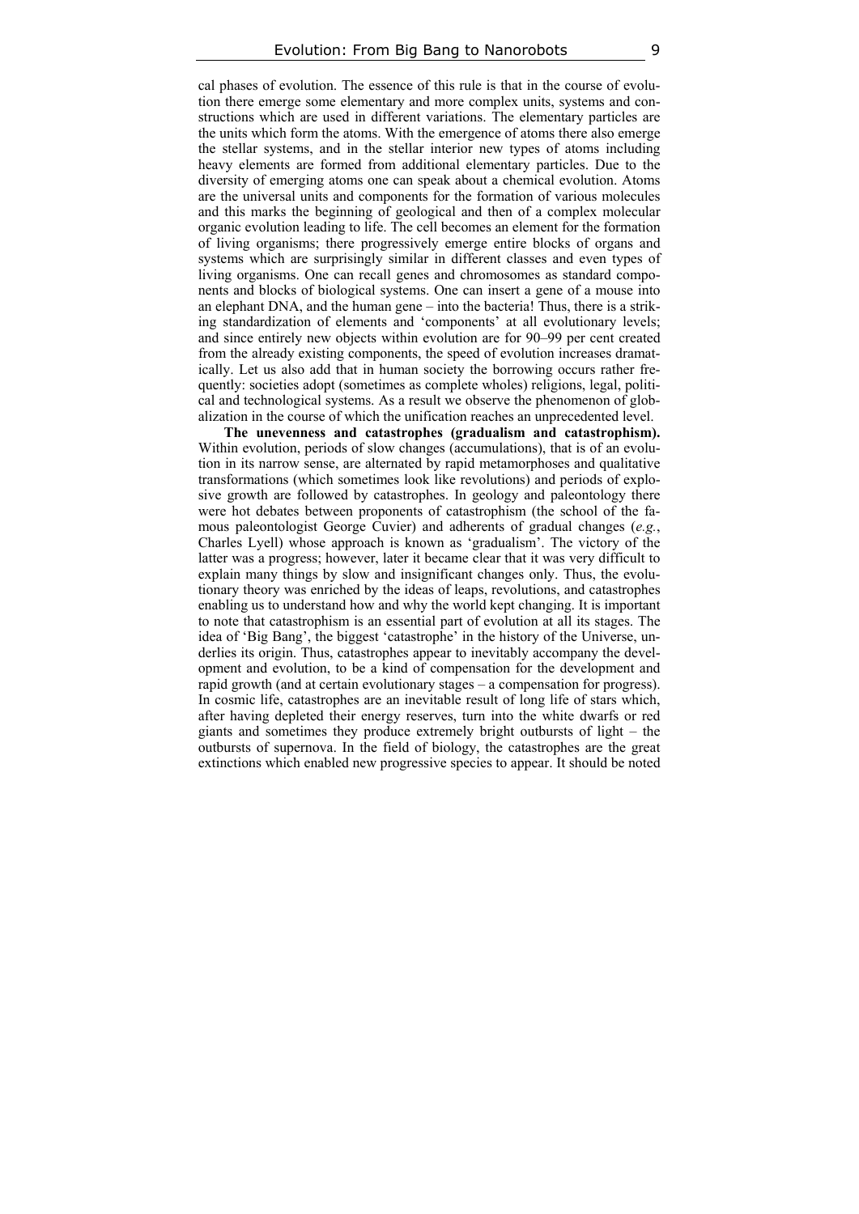cal phases of evolution. The essence of this rule is that in the course of evolution there emerge some elementary and more complex units, systems and constructions which are used in different variations. The elementary particles are the units which form the atoms. With the emergence of atoms there also emerge the stellar systems, and in the stellar interior new types of atoms including heavy elements are formed from additional elementary particles. Due to the diversity of emerging atoms one can speak about a chemical evolution. Atoms are the universal units and components for the formation of various molecules and this marks the beginning of geological and then of a complex molecular organic evolution leading to life. The cell becomes an element for the formation of living organisms; there progressively emerge entire blocks of organs and systems which are surprisingly similar in different classes and even types of living organisms. One can recall genes and chromosomes as standard components and blocks of biological systems. One can insert a gene of a mouse into an elephant DNA, and the human gene – into the bacteria! Thus, there is a striking standardization of elements and 'components' at all evolutionary levels; and since entirely new objects within evolution are for 90–99 per cent created from the already existing components, the speed of evolution increases dramatically. Let us also add that in human society the borrowing occurs rather frequently: societies adopt (sometimes as complete wholes) religions, legal, political and technological systems. As a result we observe the phenomenon of globalization in the course of which the unification reaches an unprecedented level.

**The unevenness and catastrophes (gradualism and catastrophism).** Within evolution, periods of slow changes (accumulations), that is of an evolution in its narrow sense, are alternated by rapid metamorphoses and qualitative transformations (which sometimes look like revolutions) and periods of explosive growth are followed by catastrophes. In geology and paleontology there were hot debates between proponents of catastrophism (the school of the famous paleontologist George Cuvier) and adherents of gradual changes (*e.g.*, Charles Lyell) whose approach is known as 'gradualism'. The victory of the latter was a progress; however, later it became clear that it was very difficult to explain many things by slow and insignificant changes only. Thus, the evolutionary theory was enriched by the ideas of leaps, revolutions, and catastrophes enabling us to understand how and why the world kept changing. It is important to note that catastrophism is an essential part of evolution at all its stages. The idea of 'Big Bang', the biggest 'catastrophe' in the history of the Universe, underlies its origin. Thus, catastrophes appear to inevitably accompany the development and evolution, to be a kind of compensation for the development and rapid growth (and at certain evolutionary stages – a compensation for progress). In cosmic life, catastrophes are an inevitable result of long life of stars which, after having depleted their energy reserves, turn into the white dwarfs or red giants and sometimes they produce extremely bright outbursts of light – the outbursts of supernova. In the field of biology, the catastrophes are the great extinctions which enabled new progressive species to appear. It should be noted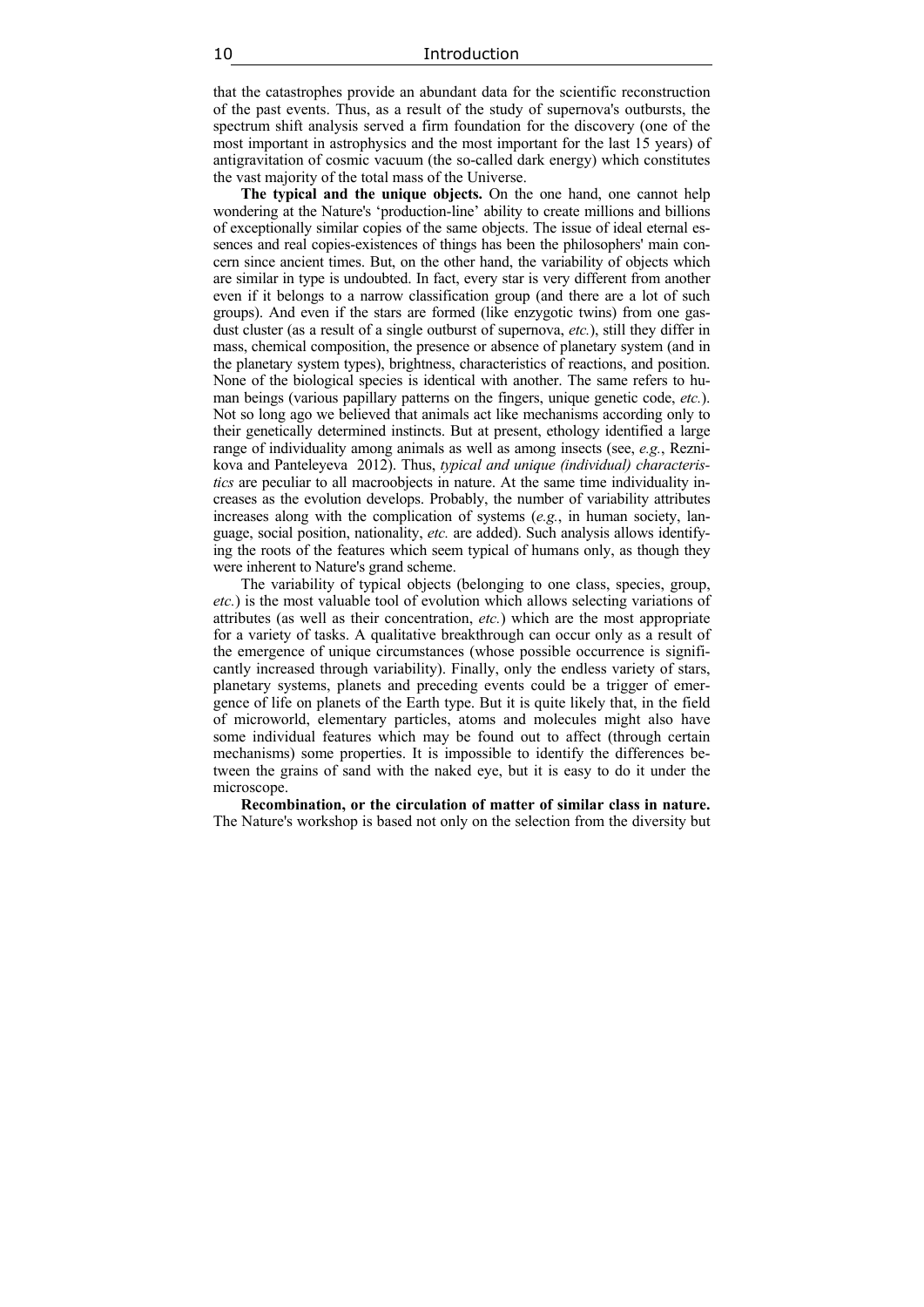that the catastrophes provide an abundant data for the scientific reconstruction of the past events. Thus, as a result of the study of supernova's outbursts, the spectrum shift analysis served a firm foundation for the discovery (one of the most important in astrophysics and the most important for the last 15 years) of antigravitation of cosmic vacuum (the so-called dark energy) which constitutes the vast majority of the total mass of the Universe.

**The typical and the unique objects.** On the one hand, one cannot help wondering at the Nature's 'production-line' ability to create millions and billions of exceptionally similar copies of the same objects. The issue of ideal eternal essences and real copies-existences of things has been the philosophers' main concern since ancient times. But, on the other hand, the variability of objects which are similar in type is undoubted. In fact, every star is very different from another even if it belongs to a narrow classification group (and there are a lot of such groups). And even if the stars are formed (like enzygotic twins) from one gas-dust cluster (as a result of a single outburst of supernova, *etc.*), still they differ in mass, chemical composition, the presence or absence of planetary system (and in the planetary system types), brightness, characteristics of reactions, and position. None of the biological species is identical with another. The same refers to human beings (various papillary patterns on the fingers, unique genetic code, *etc.*). Not so long ago we believed that animals act like mechanisms according only to their genetically determined instincts. But at present, ethology identified a large range of individuality among animals as well as among insects (see, *e.g.*, Reznikova and Panteleyeva 2012). Thus, *typical and unique (individual) characteristics* are peculiar to all macroobjects in nature. At the same time individuality increases as the evolution develops. Probably, the number of variability attributes increases along with the complication of systems (*e.g.*, in human society, language, social position, nationality, *etc.* are added). Such analysis allows identifying the roots of the features which seem typical of humans only, as though they were inherent to Nature's grand scheme.

The variability of typical objects (belonging to one class, species, group, *etc.*) is the most valuable tool of evolution which allows selecting variations of attributes (as well as their concentration, *etc.*) which are the most appropriate for a variety of tasks. A qualitative breakthrough can occur only as a result of the emergence of unique circumstances (whose possible occurrence is significantly increased through variability). Finally, only the endless variety of stars, planetary systems, planets and preceding events could be a trigger of emergence of life on planets of the Earth type. But it is quite likely that, in the field of microworld, elementary particles, atoms and molecules might also have some individual features which may be found out to affect (through certain mechanisms) some properties. It is impossible to identify the differences between the grains of sand with the naked eye, but it is easy to do it under the microscope.

**Recombination, or the circulation of matter of similar class in nature.** The Nature's workshop is based not only on the selection from the diversity but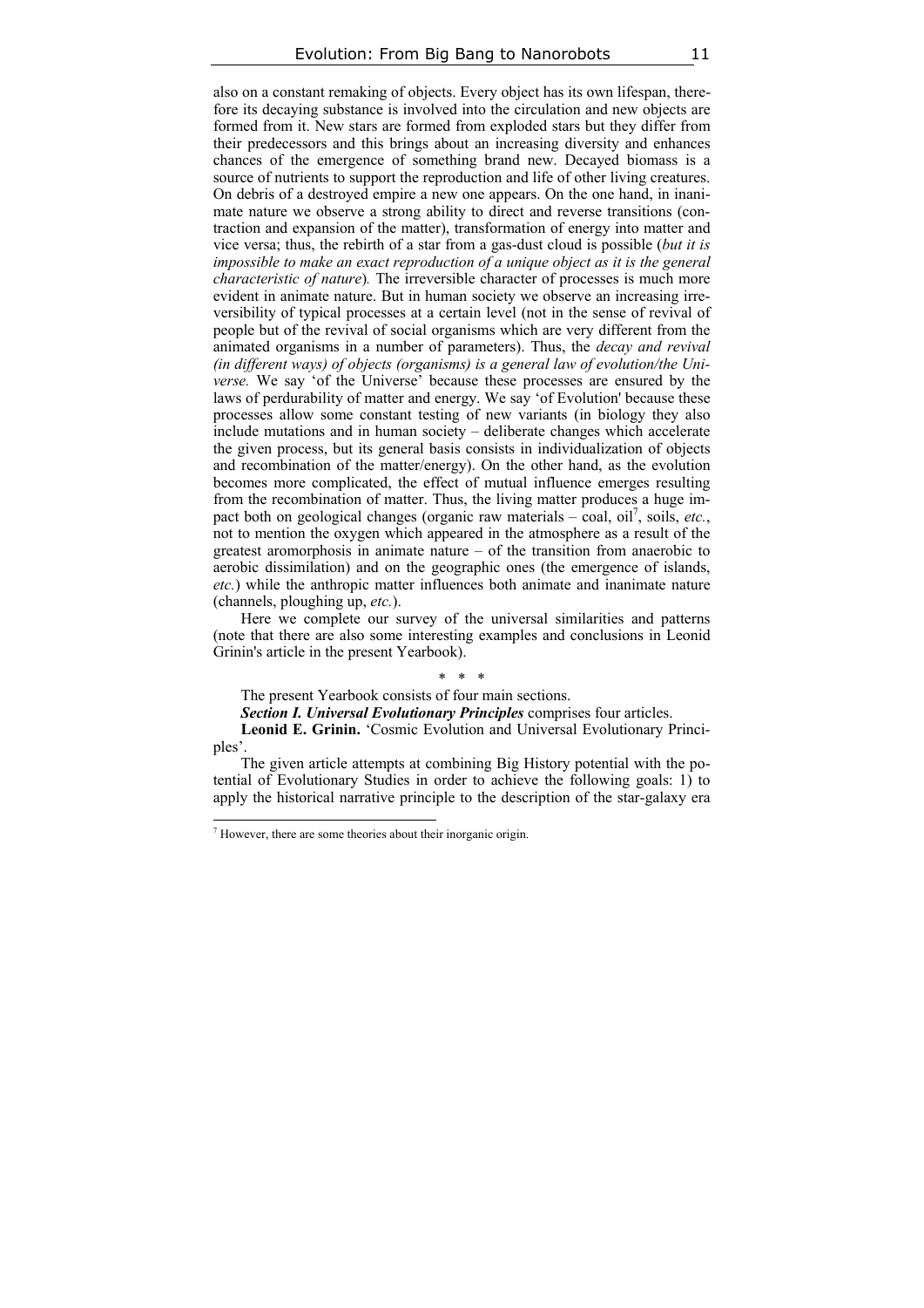also on a constant remaking of objects. Every object has its own lifespan, therefore its decaying substance is involved into the circulation and new objects are formed from it. New stars are formed from exploded stars but they differ from their predecessors and this brings about an increasing diversity and enhances chances of the emergence of something brand new. Decayed biomass is a source of nutrients to support the reproduction and life of other living creatures. On debris of a destroyed empire a new one appears. On the one hand, in inanimate nature we observe a strong ability to direct and reverse transitions (contraction and expansion of the matter), transformation of energy into matter and vice versa; thus, the rebirth of a star from a gas-dust cloud is possible (*but it is impossible to make an exact reproduction of a unique object as it is the general characteristic of nature*). The irreversible character of processes is much more evident in animate nature. But in human society we observe an increasing irreversibility of typical processes at a certain level (not in the sense of revival of people but of the revival of social organisms which are very different from the animated organisms in a number of parameters). Thus, the *decay and revival (in different ways) of objects (organisms) is a general law of evolution/the Universe.* We say 'of the Universe' because these processes are ensured by the laws of perdurability of matter and energy. We say 'of Evolution' because these processes allow some constant testing of new variants (in biology they also include mutations and in human society – deliberate changes which accelerate the given process, but its general basis consists in individualization of objects and recombination of the matter/energy). On the other hand, as the evolution becomes more complicated, the effect of mutual influence emerges resulting from the recombination of matter. Thus, the living matter produces a huge impact both on geological changes (organic raw materials – coal, oil[7], soils, *etc.*, not to mention the oxygen which appeared in the atmosphere as a result of the greatest aromorphosis in animate nature – of the transition from anaerobic to aerobic dissimilation) and on the geographic ones (the emergence of islands, *etc.*) while the anthropic matter influences both animate and inanimate nature (channels, ploughing up, *etc.*).

Here we complete our survey of the universal similarities and patterns (note that there are also some interesting examples and conclusions in Leonid Grinin's article in the present Yearbook).

\* \* \*

The present Yearbook consists of four main sections.

***Section I. Universal Evolutionary Principles*** comprises four articles.

**Leonid E. Grinin.** 'Cosmic Evolution and Universal Evolutionary Principles'.

The given article attempts at combining Big History potential with the potential of Evolutionary Studies in order to achieve the following goals: 1) to apply the historical narrative principle to the description of the star-galaxy era

[7] However, there are some theories about their inorganic origin.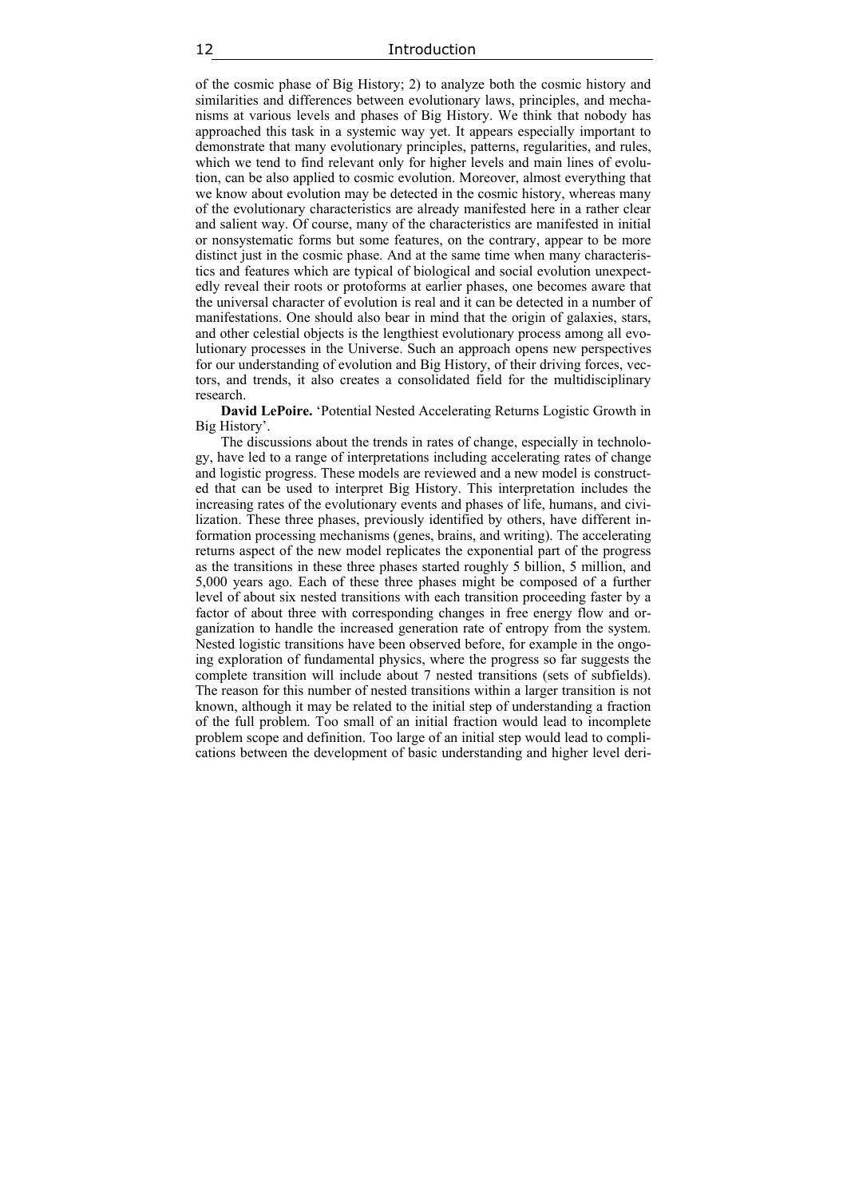of the cosmic phase of Big History; 2) to analyze both the cosmic history and similarities and differences between evolutionary laws, principles, and mechanisms at various levels and phases of Big History. We think that nobody has approached this task in a systemic way yet. It appears especially important to demonstrate that many evolutionary principles, patterns, regularities, and rules, which we tend to find relevant only for higher levels and main lines of evolution, can be also applied to cosmic evolution. Moreover, almost everything that we know about evolution may be detected in the cosmic history, whereas many of the evolutionary characteristics are already manifested here in a rather clear and salient way. Of course, many of the characteristics are manifested in initial or nonsystematic forms but some features, on the contrary, appear to be more distinct just in the cosmic phase. And at the same time when many characteristics and features which are typical of biological and social evolution unexpectedly reveal their roots or protoforms at earlier phases, one becomes aware that the universal character of evolution is real and it can be detected in a number of manifestations. One should also bear in mind that the origin of galaxies, stars, and other celestial objects is the lengthiest evolutionary process among all evolutionary processes in the Universe. Such an approach opens new perspectives for our understanding of evolution and Big History, of their driving forces, vectors, and trends, it also creates a consolidated field for the multidisciplinary research.

**David LePoire.** 'Potential Nested Accelerating Returns Logistic Growth in Big History'.

The discussions about the trends in rates of change, especially in technology, have led to a range of interpretations including accelerating rates of change and logistic progress. These models are reviewed and a new model is constructed that can be used to interpret Big History. This interpretation includes the increasing rates of the evolutionary events and phases of life, humans, and civilization. These three phases, previously identified by others, have different information processing mechanisms (genes, brains, and writing). The accelerating returns aspect of the new model replicates the exponential part of the progress as the transitions in these three phases started roughly 5 billion, 5 million, and 5,000 years ago. Each of these three phases might be composed of a further level of about six nested transitions with each transition proceeding faster by a factor of about three with corresponding changes in free energy flow and organization to handle the increased generation rate of entropy from the system. Nested logistic transitions have been observed before, for example in the ongoing exploration of fundamental physics, where the progress so far suggests the complete transition will include about 7 nested transitions (sets of subfields). The reason for this number of nested transitions within a larger transition is not known, although it may be related to the initial step of understanding a fraction of the full problem. Too small of an initial fraction would lead to incomplete problem scope and definition. Too large of an initial step would lead to complications between the development of basic understanding and higher level deri-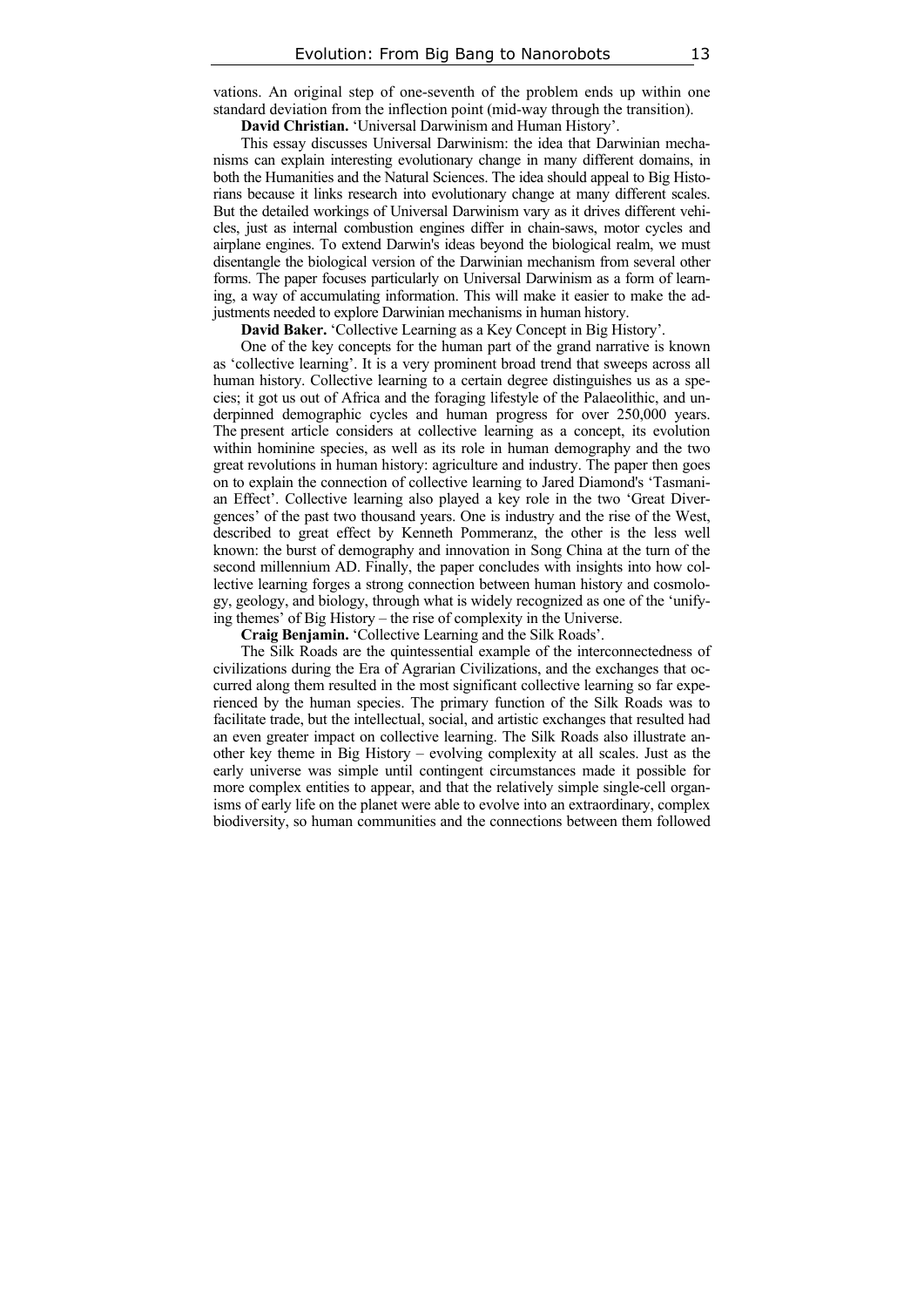vations. An original step of one-seventh of the problem ends up within one standard deviation from the inflection point (mid-way through the transition).

**David Christian.** 'Universal Darwinism and Human History'.

This essay discusses Universal Darwinism: the idea that Darwinian mechanisms can explain interesting evolutionary change in many different domains, in both the Humanities and the Natural Sciences. The idea should appeal to Big Historians because it links research into evolutionary change at many different scales. But the detailed workings of Universal Darwinism vary as it drives different vehicles, just as internal combustion engines differ in chain-saws, motor cycles and airplane engines. To extend Darwin's ideas beyond the biological realm, we must disentangle the biological version of the Darwinian mechanism from several other forms. The paper focuses particularly on Universal Darwinism as a form of learning, a way of accumulating information. This will make it easier to make the adjustments needed to explore Darwinian mechanisms in human history.

**David Baker.** 'Collective Learning as a Key Concept in Big History'.

One of the key concepts for the human part of the grand narrative is known as 'collective learning'. It is a very prominent broad trend that sweeps across all human history. Collective learning to a certain degree distinguishes us as a species; it got us out of Africa and the foraging lifestyle of the Palaeolithic, and underpinned demographic cycles and human progress for over 250,000 years. The present article considers at collective learning as a concept, its evolution within hominine species, as well as its role in human demography and the two great revolutions in human history: agriculture and industry. The paper then goes on to explain the connection of collective learning to Jared Diamond's 'Tasmanian Effect'. Collective learning also played a key role in the two 'Great Divergences' of the past two thousand years. One is industry and the rise of the West, described to great effect by Kenneth Pommeranz, the other is the less well known: the burst of demography and innovation in Song China at the turn of the second millennium AD. Finally, the paper concludes with insights into how collective learning forges a strong connection between human history and cosmology, geology, and biology, through what is widely recognized as one of the 'unifying themes' of Big History – the rise of complexity in the Universe.

**Craig Benjamin.** 'Collective Learning and the Silk Roads'.

The Silk Roads are the quintessential example of the interconnectedness of civilizations during the Era of Agrarian Civilizations, and the exchanges that occurred along them resulted in the most significant collective learning so far experienced by the human species. The primary function of the Silk Roads was to facilitate trade, but the intellectual, social, and artistic exchanges that resulted had an even greater impact on collective learning. The Silk Roads also illustrate another key theme in Big History – evolving complexity at all scales. Just as the early universe was simple until contingent circumstances made it possible for more complex entities to appear, and that the relatively simple single-cell organisms of early life on the planet were able to evolve into an extraordinary, complex biodiversity, so human communities and the connections between them followed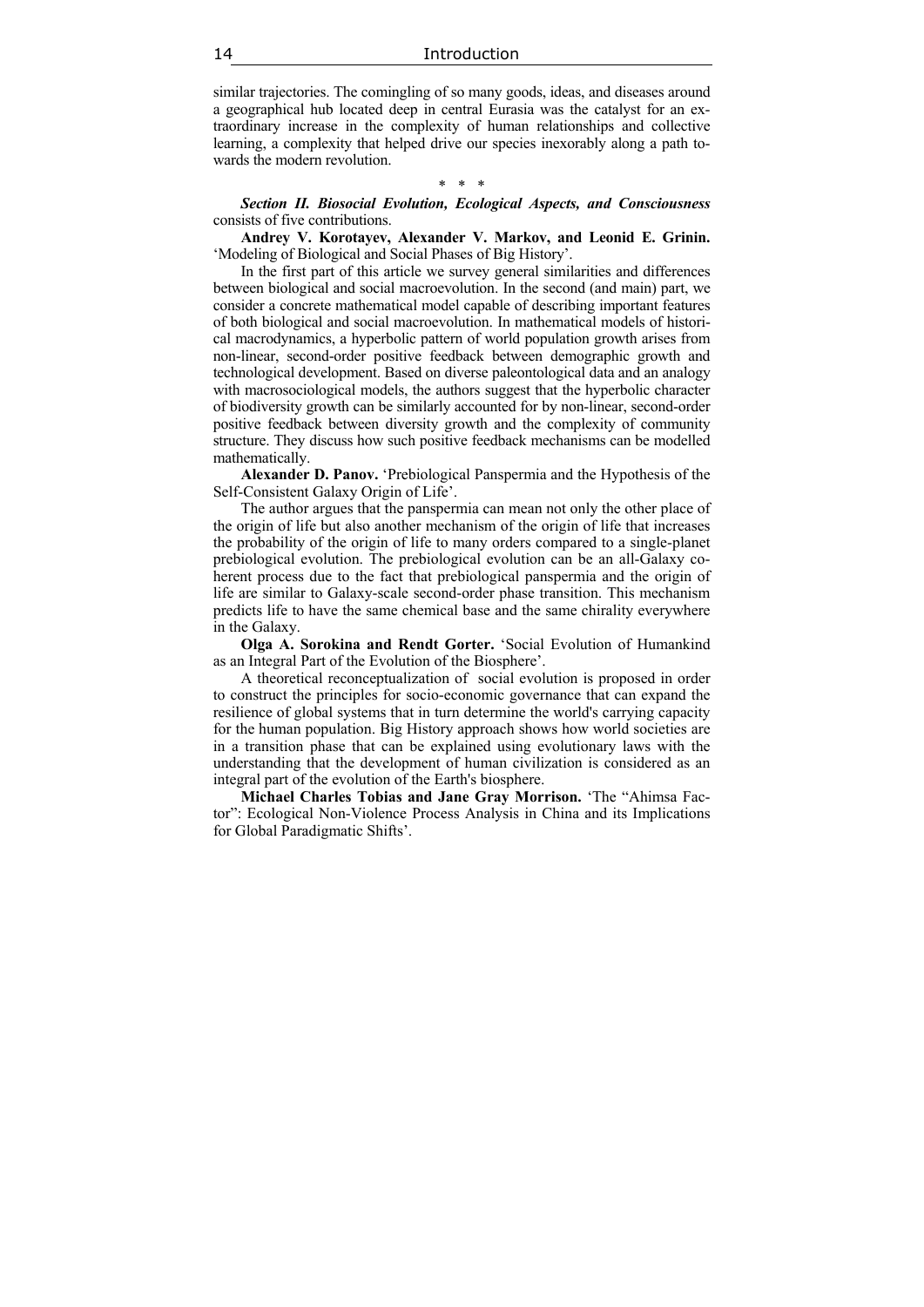similar trajectories. The comingling of so many goods, ideas, and diseases around a geographical hub located deep in central Eurasia was the catalyst for an extraordinary increase in the complexity of human relationships and collective learning, a complexity that helped drive our species inexorably along a path towards the modern revolution.

\* \* \*

***Section II. Biosocial Evolution, Ecological Aspects, and Consciousness*** consists of five contributions.

**Andrey V. Korotayev, Alexander V. Markov, and Leonid E. Grinin.** 'Modeling of Biological and Social Phases of Big History'.

In the first part of this article we survey general similarities and differences between biological and social macroevolution. In the second (and main) part, we consider a concrete mathematical model capable of describing important features of both biological and social macroevolution. In mathematical models of historical macrodynamics, a hyperbolic pattern of world population growth arises from non-linear, second-order positive feedback between demographic growth and technological development. Based on diverse paleontological data and an analogy with macrosociological models, the authors suggest that the hyperbolic character of biodiversity growth can be similarly accounted for by non-linear, second-order positive feedback between diversity growth and the complexity of community structure. They discuss how such positive feedback mechanisms can be modelled mathematically.

**Alexander D. Panov.** 'Prebiological Panspermia and the Hypothesis of the Self-Consistent Galaxy Origin of Life'.

The author argues that the panspermia can mean not only the other place of the origin of life but also another mechanism of the origin of life that increases the probability of the origin of life to many orders compared to a single-planet prebiological evolution. The prebiological evolution can be an all-Galaxy coherent process due to the fact that prebiological panspermia and the origin of life are similar to Galaxy-scale second-order phase transition. This mechanism predicts life to have the same chemical base and the same chirality everywhere in the Galaxy.

**Olga A. Sorokina and Rendt Gorter.** 'Social Evolution of Humankind as an Integral Part of the Evolution of the Biosphere'.

A theoretical reconceptualization of social evolution is proposed in order to construct the principles for socio-economic governance that can expand the resilience of global systems that in turn determine the world's carrying capacity for the human population. Big History approach shows how world societies are in a transition phase that can be explained using evolutionary laws with the understanding that the development of human civilization is considered as an integral part of the evolution of the Earth's biosphere.

**Michael Charles Tobias and Jane Gray Morrison.** 'The "Ahimsa Factor": Ecological Non-Violence Process Analysis in China and its Implications for Global Paradigmatic Shifts'.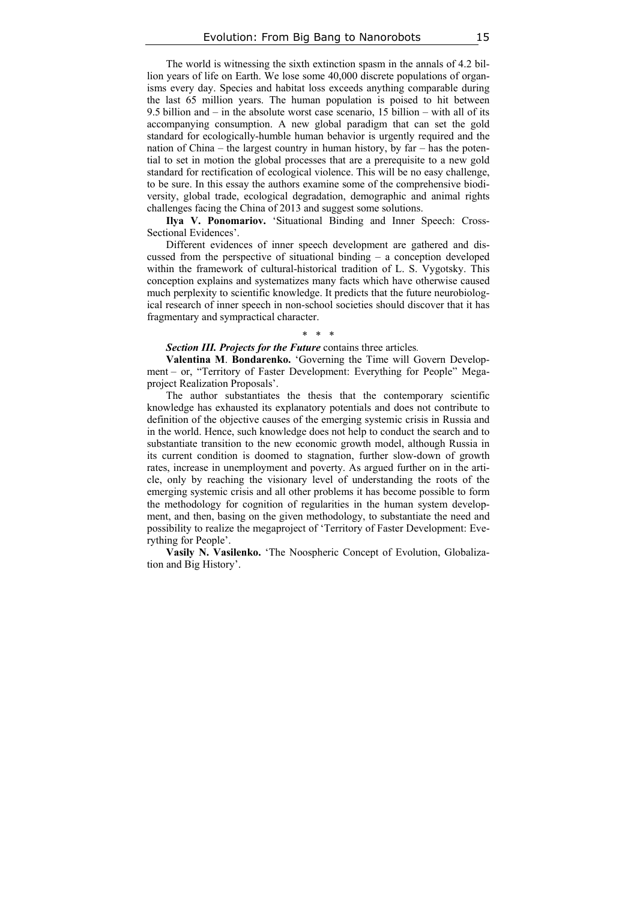The world is witnessing the sixth extinction spasm in the annals of 4.2 billion years of life on Earth. We lose some 40,000 discrete populations of organisms every day. Species and habitat loss exceeds anything comparable during the last 65 million years. The human population is poised to hit between 9.5 billion and – in the absolute worst case scenario, 15 billion – with all of its accompanying consumption. A new global paradigm that can set the gold standard for ecologically-humble human behavior is urgently required and the nation of China – the largest country in human history, by far – has the potential to set in motion the global processes that are a prerequisite to a new gold standard for rectification of ecological violence. This will be no easy challenge, to be sure. In this essay the authors examine some of the comprehensive biodiversity, global trade, ecological degradation, demographic and animal rights challenges facing the China of 2013 and suggest some solutions.

**Ilya V. Ponomariov.** 'Situational Binding and Inner Speech: Cross-Sectional Evidences'.

Different evidences of inner speech development are gathered and discussed from the perspective of situational binding – a conception developed within the framework of cultural-historical tradition of L. S. Vygotsky. This conception explains and systematizes many facts which have otherwise caused much perplexity to scientific knowledge. It predicts that the future neurobiological research of inner speech in non-school societies should discover that it has fragmentary and sympractical character.

\* \* \*

***Section III. Projects for the Future*** contains three articles.

**Valentina M. Bondarenko.** 'Governing the Time will Govern Development – or, "Territory of Faster Development: Everything for People" Megaproject Realization Proposals'.

The author substantiates the thesis that the contemporary scientific knowledge has exhausted its explanatory potentials and does not contribute to definition of the objective causes of the emerging systemic crisis in Russia and in the world. Hence, such knowledge does not help to conduct the search and to substantiate transition to the new economic growth model, although Russia in its current condition is doomed to stagnation, further slow-down of growth rates, increase in unemployment and poverty. As argued further on in the article, only by reaching the visionary level of understanding the roots of the emerging systemic crisis and all other problems it has become possible to form the methodology for cognition of regularities in the human system development, and then, basing on the given methodology, to substantiate the need and possibility to realize the megaproject of 'Territory of Faster Development: Everything for People'.

**Vasily N. Vasilenko.** 'The Noospheric Concept of Evolution, Globalization and Big History'.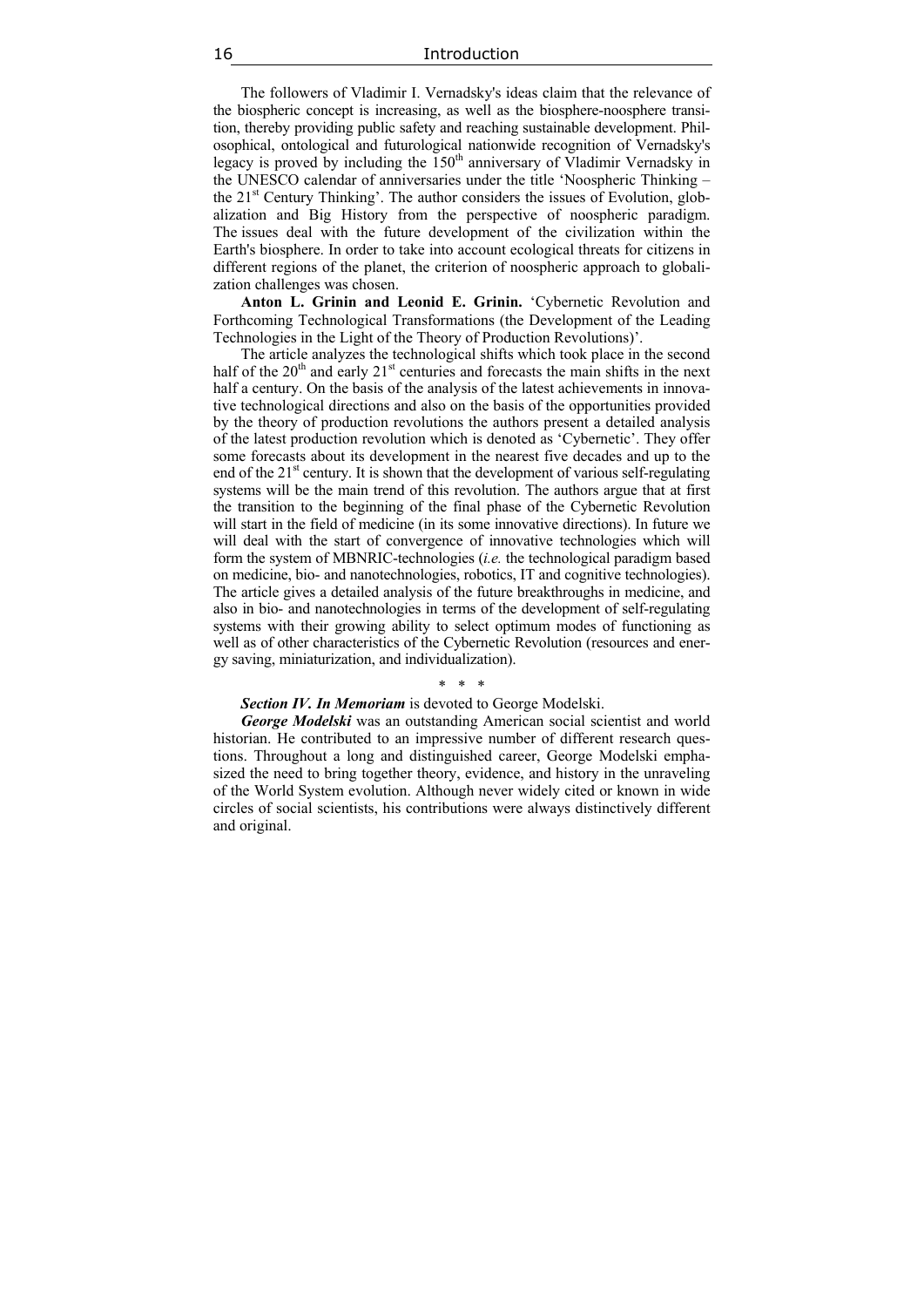The followers of Vladimir I. Vernadsky's ideas claim that the relevance of the biospheric concept is increasing, as well as the biosphere-noosphere transition, thereby providing public safety and reaching sustainable development. Philosophical, ontological and futurological nationwide recognition of Vernadsky's legacy is proved by including the 150th anniversary of Vladimir Vernadsky in the UNESCO calendar of anniversaries under the title 'Noospheric Thinking – the 21st Century Thinking'. The author considers the issues of Evolution, globalization and Big History from the perspective of noospheric paradigm. The issues deal with the future development of the civilization within the Earth's biosphere. In order to take into account ecological threats for citizens in different regions of the planet, the criterion of noospheric approach to globalization challenges was chosen.

**Anton L. Grinin and Leonid E. Grinin.** 'Cybernetic Revolution and Forthcoming Technological Transformations (the Development of the Leading Technologies in the Light of the Theory of Production Revolutions)'.

The article analyzes the technological shifts which took place in the second half of the 20th and early 21st centuries and forecasts the main shifts in the next half a century. On the basis of the analysis of the latest achievements in innovative technological directions and also on the basis of the opportunities provided by the theory of production revolutions the authors present a detailed analysis of the latest production revolution which is denoted as 'Cybernetic'. They offer some forecasts about its development in the nearest five decades and up to the end of the 21st century. It is shown that the development of various self-regulating systems will be the main trend of this revolution. The authors argue that at first the transition to the beginning of the final phase of the Cybernetic Revolution will start in the field of medicine (in its some innovative directions). In future we will deal with the start of convergence of innovative technologies which will form the system of MBNRIC-technologies (*i.e.* the technological paradigm based on medicine, bio- and nanotechnologies, robotics, IT and cognitive technologies). The article gives a detailed analysis of the future breakthroughs in medicine, and also in bio- and nanotechnologies in terms of the development of self-regulating systems with their growing ability to select optimum modes of functioning as well as of other characteristics of the Cybernetic Revolution (resources and energy saving, miniaturization, and individualization).

\* \* \*

***Section IV. In Memoriam*** is devoted to George Modelski.

***George Modelski*** was an outstanding American social scientist and world historian. He contributed to an impressive number of different research questions. Throughout a long and distinguished career, George Modelski emphasized the need to bring together theory, evidence, and history in the unraveling of the World System evolution. Although never widely cited or known in wide circles of social scientists, his contributions were always distinctively different and original.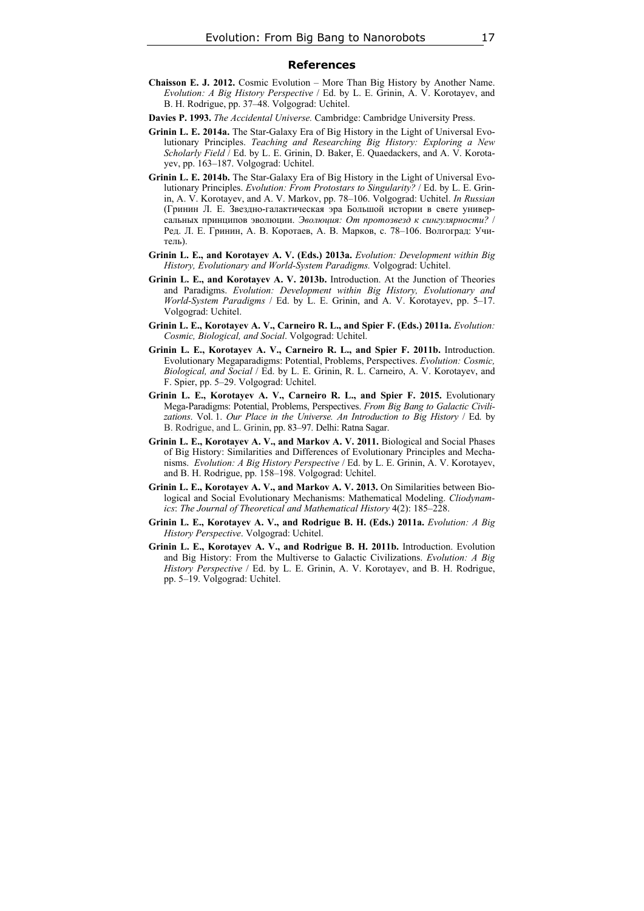## References

**Chaisson E. J. 2012.** Cosmic Evolution – More Than Big History by Another Name. *Evolution: A Big History Perspective* / Ed. by L. E. Grinin, A. V. Korotayev, and B. H. Rodrigue, pp. 37–48. Volgograd: Uchitel.

**Davies P. 1993.** *The Accidental Universe.* Cambridge: Cambridge University Press.

**Grinin L. E. 2014a.** The Star-Galaxy Era of Big History in the Light of Universal Evolutionary Principles. *Teaching and Researching Big History: Exploring a New Scholarly Field* / Ed. by L. E. Grinin, D. Baker, E. Quaedackers, and A. V. Korotayev, pp. 163–187. Volgograd: Uchitel.

**Grinin L. E. 2014b.** The Star-Galaxy Era of Big History in the Light of Universal Evolutionary Principles. *Evolution: From Protostars to Singularity?* / Ed. by L. E. Grinin, A. V. Korotayev, and A. V. Markov, pp. 78–106. Volgograd: Uchitel. *In Russian* (Гринин Л. Е. Звездно-галактическая эра Большой истории в свете универсальных принципов эволюции. *Эволюция: От протозвезд к сингулярности?* / Ред. Л. Е. Гринин, А. В. Коротаев, А. В. Марков, с. 78–106. Волгоград: Учитель).

**Grinin L. E., and Korotayev A. V. (Eds.) 2013a.** *Evolution: Development within Big History, Evolutionary and World-System Paradigms.* Volgograd: Uchitel.

**Grinin L. E., and Korotayev A. V. 2013b.** Introduction. At the Junction of Theories and Paradigms. *Evolution: Development within Big History, Evolutionary and World-System Paradigms* / Ed. by L. E. Grinin, and A. V. Korotayev, pp. 5–17. Volgograd: Uchitel.

**Grinin L. E., Korotayev A. V., Carneiro R. L., and Spier F. (Eds.) 2011a.** *Evolution: Cosmic, Biological, and Social*. Volgograd: Uchitel.

**Grinin L. E., Korotayev A. V., Carneiro R. L., and Spier F. 2011b.** Introduction. Evolutionary Megaparadigms: Potential, Problems, Perspectives. *Evolution: Cosmic, Biological, and Social* / Ed. by L. E. Grinin, R. L. Carneiro, A. V. Korotayev, and F. Spier, pp. 5–29. Volgograd: Uchitel.

**Grinin L. E., Korotayev A. V., Carneiro R. L., and Spier F. 2015.** Evolutionary Mega-Paradigms: Potential, Problems, Perspectives. *From Big Bang to Galactic Civilizations*. Vol. 1. *Our Place in the Universe. An Introduction to Big History* / Ed. by B. Rodrigue, and L. Grinin, pp. 83–97. Delhi: Ratna Sagar.

**Grinin L. E., Korotayev A. V., and Markov A. V. 2011.** Biological and Social Phases of Big History: Similarities and Differences of Evolutionary Principles and Mechanisms. *Evolution: A Big History Perspective* / Ed. by L. E. Grinin, A. V. Korotayev, and B. H. Rodrigue, pp. 158–198. Volgograd: Uchitel.

**Grinin L. E., Korotayev A. V., and Markov A. V. 2013.** On Similarities between Biological and Social Evolutionary Mechanisms: Mathematical Modeling. *Cliodynamics*: *The Journal of Theoretical and Mathematical History* 4(2): 185–228.

**Grinin L. E., Korotayev A. V., and Rodrigue B. H. (Eds.) 2011a.** *Evolution: A Big History Perspective*. Volgograd: Uchitel.

**Grinin L. E., Korotayev A. V., and Rodrigue B. H. 2011b.** Introduction. Evolution and Big History: From the Multiverse to Galactic Civilizations. *Evolution: A Big History Perspective* / Ed. by L. E. Grinin, A. V. Korotayev, and B. H. Rodrigue, pp. 5–19. Volgograd: Uchitel.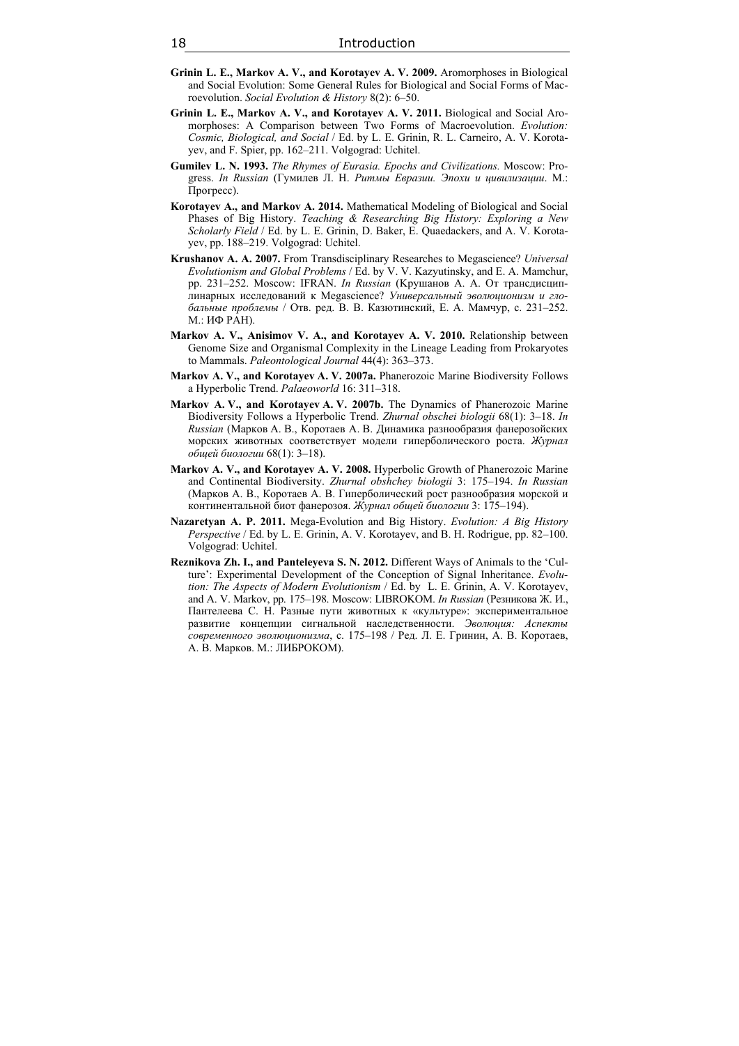**Grinin L. E., Markov A. V., and Korotayev A. V. 2009.** Aromorphoses in Biological and Social Evolution: Some General Rules for Biological and Social Forms of Macroevolution. *Social Evolution & History* 8(2): 6–50.

**Grinin L. E., Markov A. V., and Korotayev A. V. 2011.** Biological and Social Aromorphoses: A Comparison between Two Forms of Macroevolution. *Evolution: Cosmic, Biological, and Social* / Ed. by L. E. Grinin, R. L. Carneiro, A. V. Korotayev, and F. Spier, pp. 162–211. Volgograd: Uchitel.

**Gumilev L. N. 1993.** *The Rhymes of Eurasia. Epochs and Civilizations.* Moscow: Progress. *In Russian* (Гумилев Л. Н. *Ритмы Евразии. Эпохи и цивилизации*. М.: Прогресс).

**Korotayev A., and Markov A. 2014.** Mathematical Modeling of Biological and Social Phases of Big History. *Teaching & Researching Big History: Exploring a New Scholarly Field* / Ed. by L. E. Grinin, D. Baker, E. Quaedackers, and A. V. Korotayev, pp. 188–219. Volgograd: Uchitel.

**Krushanov A. A. 2007.** From Transdisciplinary Researches to Megascience? *Universal Evolutionism and Global Problems* / Ed. by V. V. Kazyutinsky, and E. A. Mamchur, pp. 231–252. Moscow: IFRAN. *In Russian* (Крушанов А. А. От трансдисциплинарных исследований к Megascience? *Универсальный эволюционизм и глобальные проблемы* / Отв. ред. В. В. Казютинский, Е. А. Мамчур, с. 231–252. М.: ИФ РАН).

**Markov A. V., Anisimov V. A., and Korotayev A. V. 2010.** Relationship between Genome Size and Organismal Complexity in the Lineage Leading from Prokaryotes to Mammals. *Paleontological Journal* 44(4): 363–373.

**Markov A. V., and Korotayev A. V. 2007a.** Phanerozoic Marine Biodiversity Follows a Hyperbolic Trend. *Palaeoworld* 16: 311–318.

**Markov A. V., and Korotayev A. V. 2007b.** The Dynamics of Phanerozoic Marine Biodiversity Follows a Hyperbolic Trend. *Zhurnal obschei biologii* 68(1): 3–18. *In Russian* (Марков А. В., Коротаев А. В. Динамика разнообразия фанерозойских морских животных соответствует модели гиперболического роста. *Журнал общей биологии* 68(1): 3–18).

**Markov A. V., and Korotayev A. V. 2008.** Hyperbolic Growth of Phanerozoic Marine and Continental Biodiversity. *Zhurnal obshchey biologii* 3: 175–194. *In Russian* (Марков А. В., Коротаев А. В. Гиперболический рост разнообразия морской и континентальной биот фанерозоя. *Журнал общей биологии* 3: 175–194).

**Nazaretyan A. P. 2011.** Mega-Evolution and Big History. *Evolution: A Big History Perspective* / Ed. by L. E. Grinin, A. V. Korotayev, and B. H. Rodrigue, pp. 82–100. Volgograd: Uchitel.

**Reznikova Zh. I., and Panteleyeva S. N. 2012.** Different Ways of Animals to the 'Culture': Experimental Development of the Conception of Signal Inheritance. *Evolution: The Aspects of Modern Evolutionism* / Ed. by L. E. Grinin, A. V. Korotayev, and A. V. Markov, pp. 175–198. Moscow: LIBROKOM. *In Russian* (Резникова Ж. И., Пантелеева С. Н. Разные пути животных к «культуре»: экспериментальное развитие концепции сигнальной наследственности. *Эволюция: Аспекты современного эволюционизма*, с. 175–198 / Ред. Л. Е. Гринин, А. В. Коротаев, А. В. Марков. М.: ЛИБРОКОМ).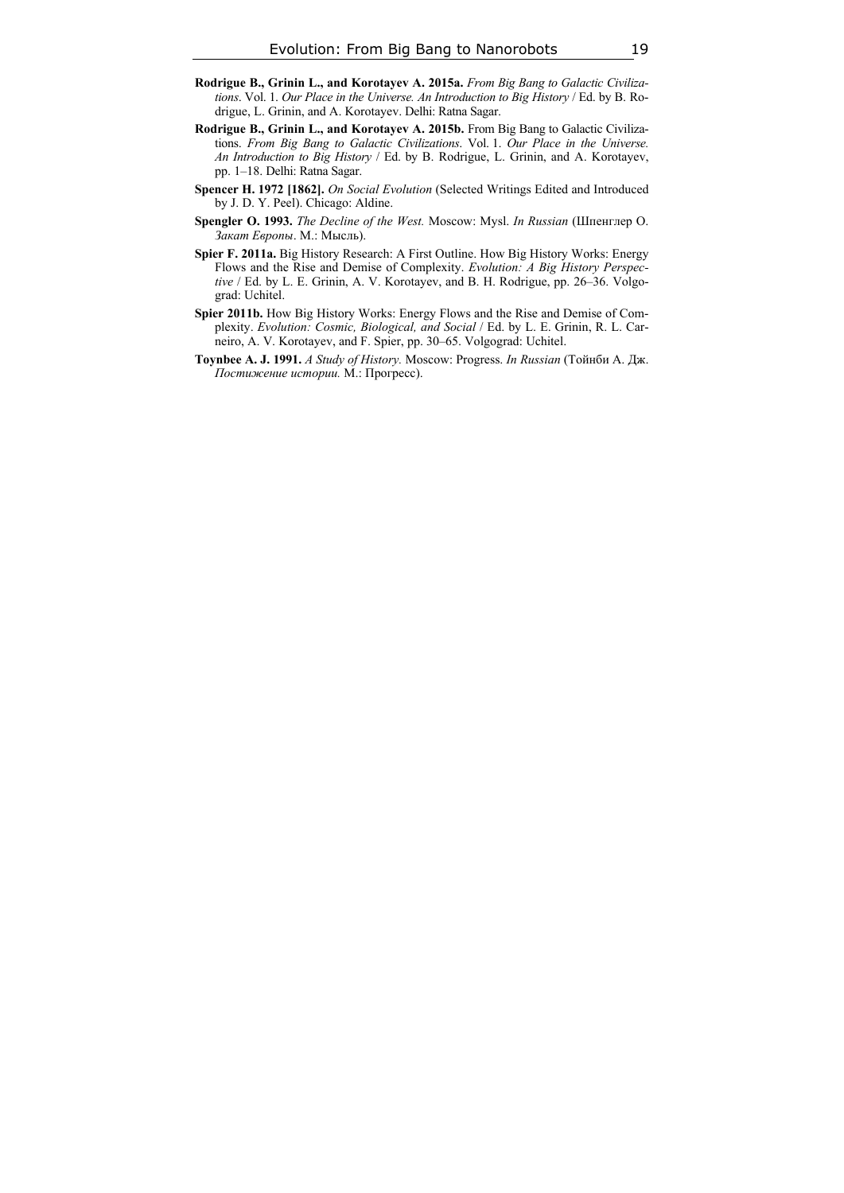**Rodrigue B., Grinin L., and Korotayev A. 2015a.** *From Big Bang to Galactic Civilizations*. Vol. 1. *Our Place in the Universe. An Introduction to Big History* / Ed. by B. Rodrigue, L. Grinin, and A. Korotayev. Delhi: Ratna Sagar.

**Rodrigue B., Grinin L., and Korotayev A. 2015b.** From Big Bang to Galactic Civilizations. *From Big Bang to Galactic Civilizations*. Vol. 1. *Our Place in the Universe. An Introduction to Big History* / Ed. by B. Rodrigue, L. Grinin, and A. Korotayev, pp. 1–18. Delhi: Ratna Sagar.

**Spencer H. 1972 [1862].** *On Social Evolution* (Selected Writings Edited and Introduced by J. D. Y. Peel). Chicago: Aldine.

**Spengler O. 1993.** *The Decline of the West.* Moscow: Mysl. *In Russian* (Шпенглер О. *Закат Европы*. М.: Мысль).

**Spier F. 2011a.** Big History Research: A First Outline. How Big History Works: Energy Flows and the Rise and Demise of Complexity. *Evolution: A Big History Perspective* / Ed. by L. E. Grinin, A. V. Korotayev, and B. H. Rodrigue, pp. 26–36. Volgograd: Uchitel.

**Spier 2011b.** How Big History Works: Energy Flows and the Rise and Demise of Complexity. *Evolution: Cosmic, Biological, and Social* / Ed. by L. E. Grinin, R. L. Carneiro, A. V. Korotayev, and F. Spier, pp. 30–65. Volgograd: Uchitel.

**Toynbee A. J. 1991.** *A Study of History.* Moscow: Progress. *In Russian* (Тойнби А. Дж. *Постижение истории.* М.: Прогресс).